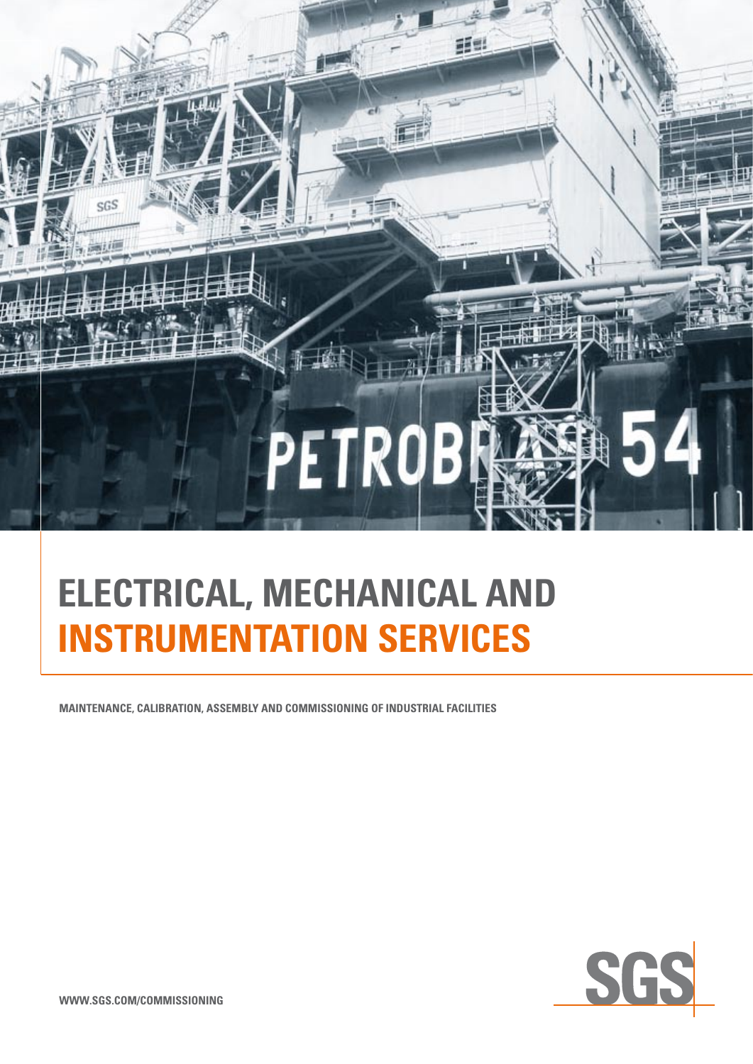# ELECTRICAL, MECHANICAL AND INSTRUMENTATION SERVICES

**MAINTENANCE, CALIBRATION, ASSEMBLY AND COMMISSIONING OF INDUSTRIAL FACILITIES**

**WWW.SGS.COM/COMMISSIONING**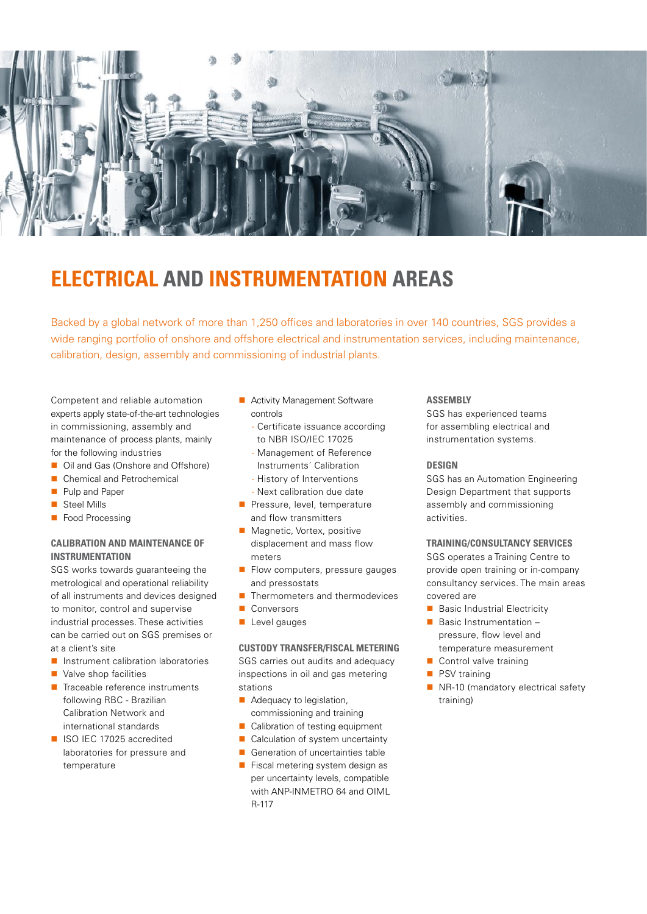# ELECTRICAL AND INSTRUMENTATION AREAS

Backed by a global network of more than 1,250 offices and laboratories in over 140 countries, SGS provides a wide ranging portfolio of onshore and offshore electrical and instrumentation services, including maintenance, calibration, design, assembly and commissioning of industrial plants.

Competent and reliable automation experts apply state-of-the-art technologies in commissioning, assembly and maintenance of process plants, mainly for the following industries

- Oil and Gas (Onshore and Offshore)
- Chemical and Petrochemical
- Pulp and Paper
- Steel Mills
- Food Processing

### CALIBRATION AND MAINTENANCE OF INSTRUMENTATION

SGS works towards guaranteeing the metrological and operational reliability of all instruments and devices designed to monitor, control and supervise industrial processes. These activities can be carried out on SGS premises or at a client's site

- Instrument calibration laboratories
- Valve shop facilities
- Traceable reference instruments following RBC - Brazilian Calibration Network and international standards
- ISO IEC 17025 accredited laboratories for pressure and temperature
- Activity Management Software controls
  - Certificate issuance according to NBR ISO/IEC 17025
  - Management of Reference Instruments´ Calibration
  - History of Interventions
  - Next calibration due date
- Pressure, level, temperature and flow transmitters
- Magnetic, Vortex, positive displacement and mass flow meters
- Flow computers, pressure gauges and pressostats
- Thermometers and thermodevices
- Conversors
- Level gauges

### CUSTODY TRANSFER/FISCAL METERING

SGS carries out audits and adequacy inspections in oil and gas metering stations

- Adequacy to legislation, commissioning and training
- Calibration of testing equipment
- Calculation of system uncertainty
- Generation of uncertainties table
- Fiscal metering system design as per uncertainty levels, compatible with ANP-INMETRO 64 and OIML R-117

### ASSEMBLY

SGS has experienced teams for assembling electrical and instrumentation systems.

### DESIGN

SGS has an Automation Engineering Design Department that supports assembly and commissioning activities.

### TRAINING/CONSULTANCY SERVICES

SGS operates a Training Centre to provide open training or in-company consultancy services. The main areas covered are

- Basic Industrial Electricity
- Basic Instrumentation – pressure, flow level and temperature measurement
- Control valve training
- PSV training
- NR-10 (mandatory electrical safety training)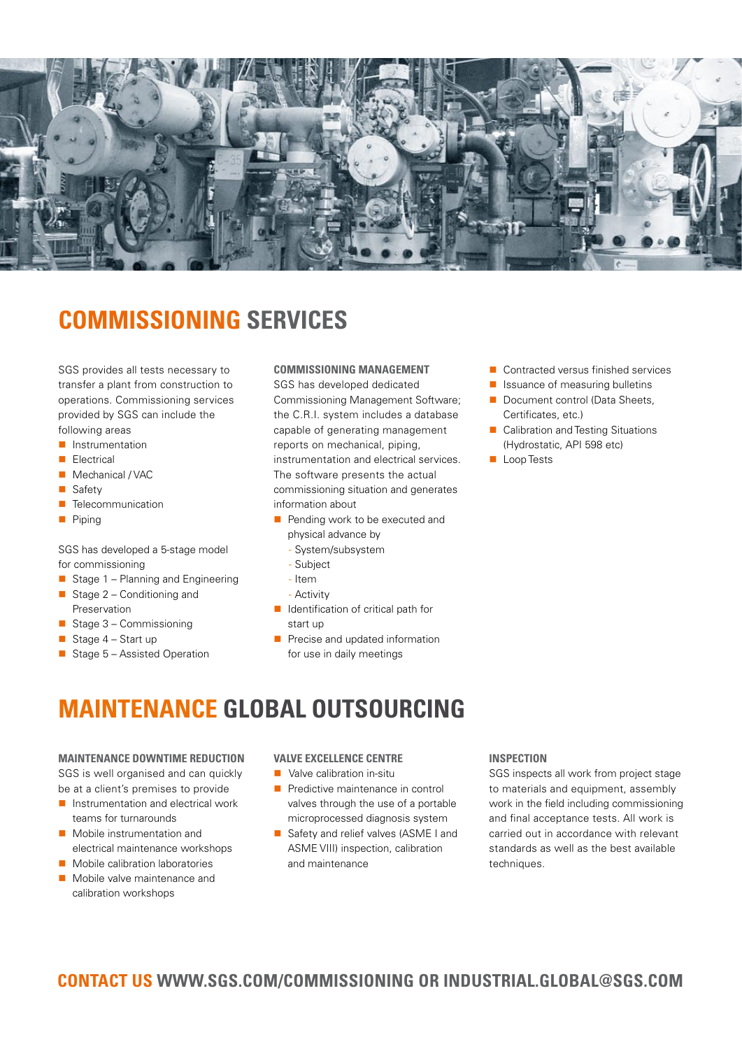# COMMISSIONING SERVICES

SGS provides all tests necessary to transfer a plant from construction to operations. Commissioning services provided by SGS can include the following areas

- Instrumentation
- Electrical
- Mechanical / VAC
- Safety
- Telecommunication
- Piping

SGS has developed a 5-stage model for commissioning

- Stage 1 – Planning and Engineering
- Stage 2 – Conditioning and Preservation
- Stage 3 – Commissioning
- Stage 4 – Start up
- Stage 5 – Assisted Operation

### COMMISSIONING MANAGEMENT

SGS has developed dedicated Commissioning Management Software; the C.R.I. system includes a database capable of generating management reports on mechanical, piping, instrumentation and electrical services. The software presents the actual commissioning situation and generates information about

- Pending work to be executed and physical advance by
  - System/subsystem
  - Subject
  - Item
  - Activity
- Identification of critical path for start up
- Precise and updated information for use in daily meetings
- Contracted versus finished services
- Issuance of measuring bulletins
- Document control (Data Sheets, Certificates, etc.)
- Calibration and Testing Situations (Hydrostatic, API 598 etc)
- Loop Tests

# MAINTENANCE GLOBAL OUTSOURCING

### MAINTENANCE DOWNTIME REDUCTION

SGS is well organised and can quickly be at a client's premises to provide

- Instrumentation and electrical work teams for turnarounds
- Mobile instrumentation and electrical maintenance workshops
- Mobile calibration laboratories
- Mobile valve maintenance and calibration workshops

### VALVE EXCELLENCE CENTRE

- Valve calibration in-situ
- Predictive maintenance in control valves through the use of a portable microprocessed diagnosis system
- Safety and relief valves (ASME I and ASME VIII) inspection, calibration and maintenance

### INSPECTION

SGS inspects all work from project stage to materials and equipment, assembly work in the field including commissioning and final acceptance tests. All work is carried out in accordance with relevant standards as well as the best available techniques.

## CONTACT US WWW.SGS.COM/COMMISSIONING OR INDUSTRIAL.GLOBAL@SGS.COM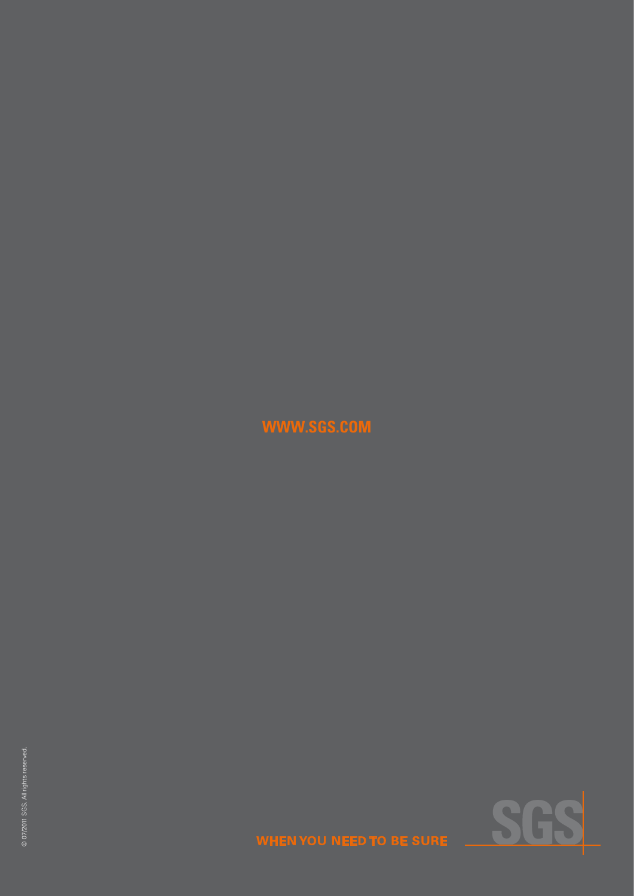WWW.SGS.COM

© 07/2011 SGS. All rights reserved.

WHEN YOU NEED TO BE SURE

SGS